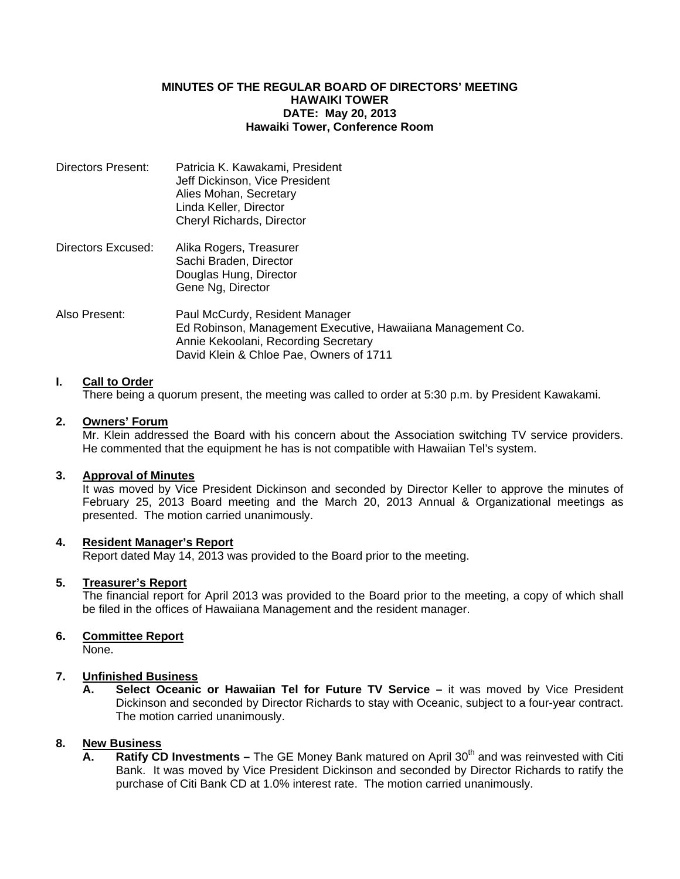**MINUTES OF THE REGULAR BOARD OF DIRECTORS' MEETING**
**HAWAIKI TOWER**
**DATE: May 20, 2013**
**Hawaiki Tower, Conference Room**

Directors Present: Patricia K. Kawakami, President
Jeff Dickinson, Vice President
Alies Mohan, Secretary
Linda Keller, Director
Cheryl Richards, Director

Directors Excused: Alika Rogers, Treasurer
Sachi Braden, Director
Douglas Hung, Director
Gene Ng, Director

Also Present: Paul McCurdy, Resident Manager
Ed Robinson, Management Executive, Hawaiiana Management Co.
Annie Kekoolani, Recording Secretary
David Klein & Chloe Pae, Owners of 1711

**I. Call to Order**

There being a quorum present, the meeting was called to order at 5:30 p.m. by President Kawakami.

**2. Owners' Forum**

Mr. Klein addressed the Board with his concern about the Association switching TV service providers. He commented that the equipment he has is not compatible with Hawaiian Tel's system.

**3. Approval of Minutes**

It was moved by Vice President Dickinson and seconded by Director Keller to approve the minutes of February 25, 2013 Board meeting and the March 20, 2013 Annual & Organizational meetings as presented. The motion carried unanimously.

**4. Resident Manager's Report**

Report dated May 14, 2013 was provided to the Board prior to the meeting.

**5. Treasurer's Report**

The financial report for April 2013 was provided to the Board prior to the meeting, a copy of which shall be filed in the offices of Hawaiiana Management and the resident manager.

**6. Committee Report**

None.

**7. Unfinished Business**

**A. Select Oceanic or Hawaiian Tel for Future TV Service –** it was moved by Vice President Dickinson and seconded by Director Richards to stay with Oceanic, subject to a four-year contract. The motion carried unanimously.

**8. New Business**

**A. Ratify CD Investments –** The GE Money Bank matured on April 30th and was reinvested with Citi Bank. It was moved by Vice President Dickinson and seconded by Director Richards to ratify the purchase of Citi Bank CD at 1.0% interest rate. The motion carried unanimously.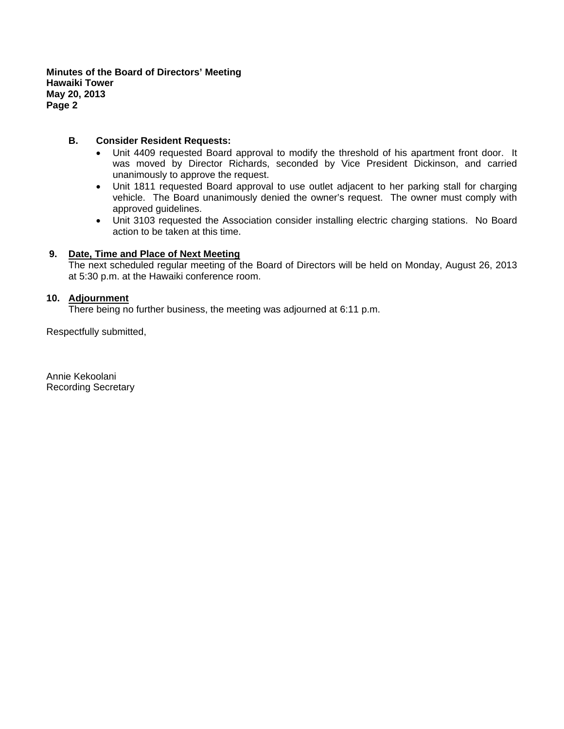**B. Consider Resident Requests:**

- Unit 4409 requested Board approval to modify the threshold of his apartment front door. It was moved by Director Richards, seconded by Vice President Dickinson, and carried unanimously to approve the request.
- Unit 1811 requested Board approval to use outlet adjacent to her parking stall for charging vehicle. The Board unanimously denied the owner's request. The owner must comply with approved guidelines.
- Unit 3103 requested the Association consider installing electric charging stations. No Board action to be taken at this time.

**9. <u>Date, Time and Place of Next Meeting</u>**

The next scheduled regular meeting of the Board of Directors will be held on Monday, August 26, 2013 at 5:30 p.m. at the Hawaiki conference room.

**10. <u>Adjournment</u>**

There being no further business, the meeting was adjourned at 6:11 p.m.

Respectfully submitted,

Annie Kekoolani
Recording Secretary